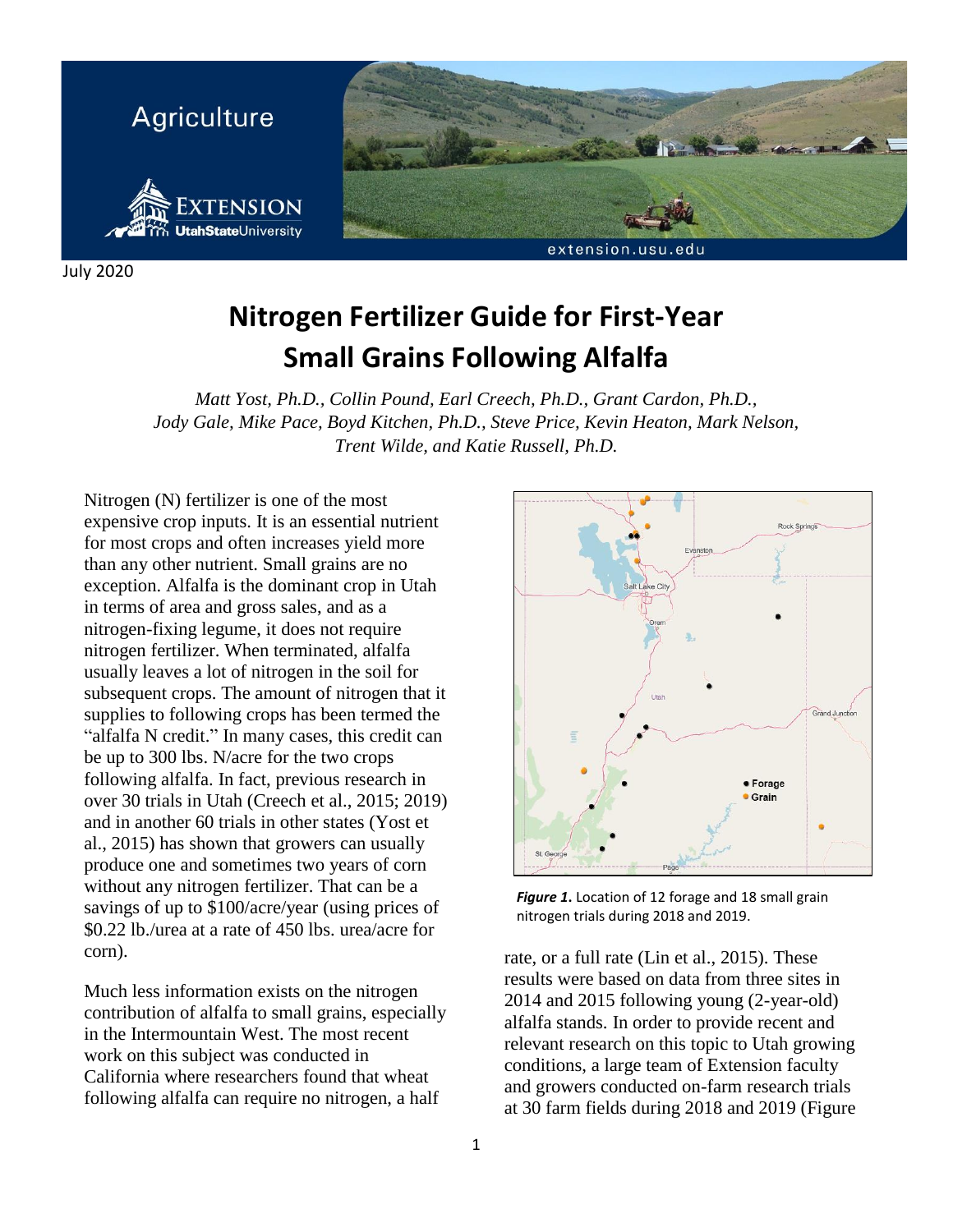Agriculture

July 2020

# Nitrogen Fertilizer Guide for First-Year Small Grains Following Alfalfa

*Matt Yost, Ph.D., Collin Pound, Earl Creech, Ph.D., Grant Cardon, Ph.D., Jody Gale, Mike Pace, Boyd Kitchen, Ph.D., Steve Price, Kevin Heaton, Mark Nelson, Trent Wilde, and Katie Russell, Ph.D.*

Nitrogen (N) fertilizer is one of the most expensive crop inputs. It is an essential nutrient for most crops and often increases yield more than any other nutrient. Small grains are no exception. Alfalfa is the dominant crop in Utah in terms of area and gross sales, and as a nitrogen-fixing legume, it does not require nitrogen fertilizer. When terminated, alfalfa usually leaves a lot of nitrogen in the soil for subsequent crops. The amount of nitrogen that it supplies to following crops has been termed the "alfalfa N credit." In many cases, this credit can be up to 300 lbs. N/acre for the two crops following alfalfa. In fact, previous research in over 30 trials in Utah (Creech et al., 2015; 2019) and in another 60 trials in other states (Yost et al., 2015) has shown that growers can usually produce one and sometimes two years of corn without any nitrogen fertilizer. That can be a savings of up to $100/acre/year (using prices of $0.22 lb./urea at a rate of 450 lbs. urea/acre for corn).

Much less information exists on the nitrogen contribution of alfalfa to small grains, especially in the Intermountain West. The most recent work on this subject was conducted in California where researchers found that wheat following alfalfa can require no nitrogen, a half rate, or a full rate (Lin et al., 2015). These results were based on data from three sites in 2014 and 2015 following young (2-year-old) alfalfa stands. In order to provide recent and relevant research on this topic to Utah growing conditions, a large team of Extension faculty and growers conducted on-farm research trials at 30 farm fields during 2018 and 2019 (Figure

***Figure 1.*** Location of 12 forage and 18 small grain nitrogen trials during 2018 and 2019.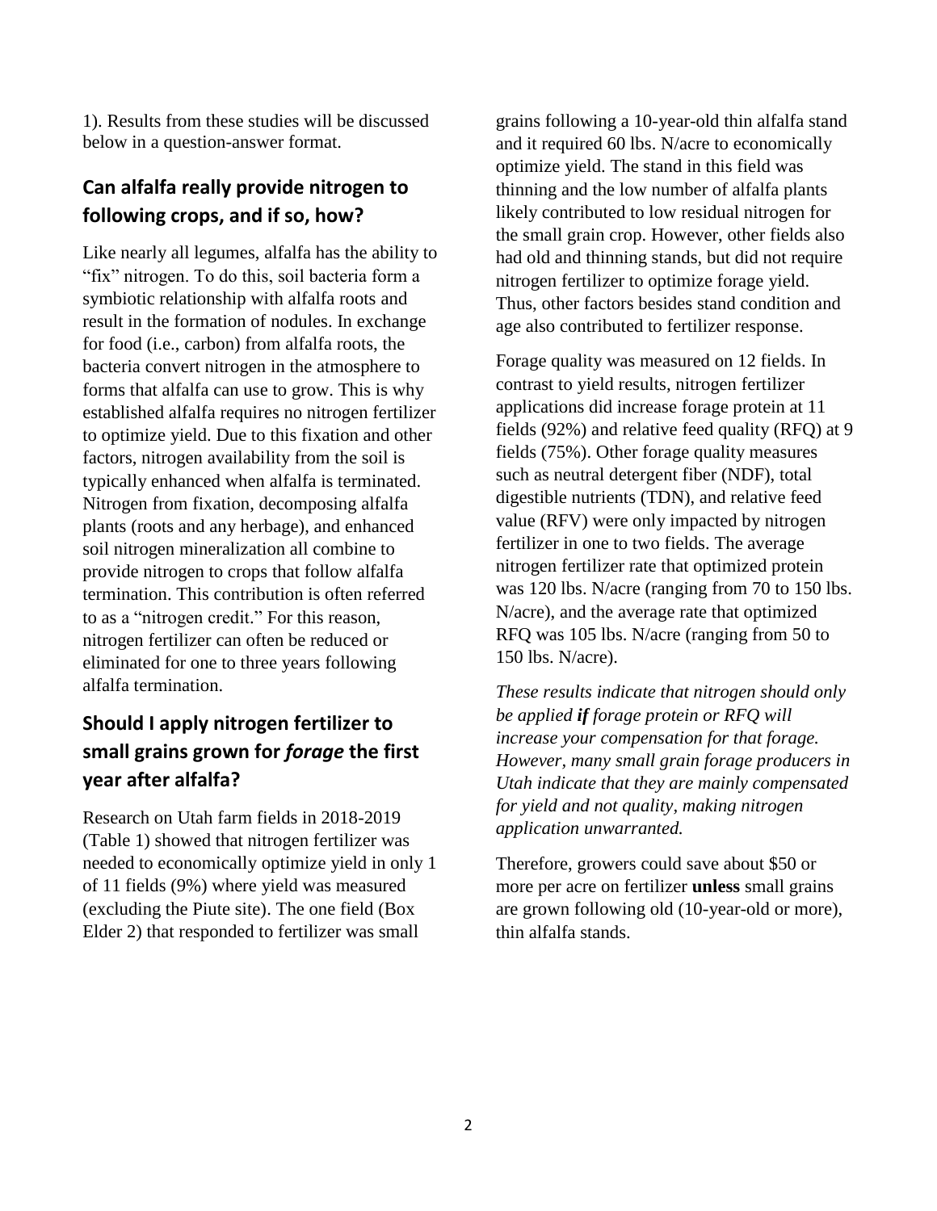1). Results from these studies will be discussed below in a question-answer format.

## Can alfalfa really provide nitrogen to following crops, and if so, how?

Like nearly all legumes, alfalfa has the ability to "fix" nitrogen. To do this, soil bacteria form a symbiotic relationship with alfalfa roots and result in the formation of nodules. In exchange for food (i.e., carbon) from alfalfa roots, the bacteria convert nitrogen in the atmosphere to forms that alfalfa can use to grow. This is why established alfalfa requires no nitrogen fertilizer to optimize yield. Due to this fixation and other factors, nitrogen availability from the soil is typically enhanced when alfalfa is terminated. Nitrogen from fixation, decomposing alfalfa plants (roots and any herbage), and enhanced soil nitrogen mineralization all combine to provide nitrogen to crops that follow alfalfa termination. This contribution is often referred to as a "nitrogen credit." For this reason, nitrogen fertilizer can often be reduced or eliminated for one to three years following alfalfa termination.

## Should I apply nitrogen fertilizer to small grains grown for *forage* the first year after alfalfa?

Research on Utah farm fields in 2018-2019 (Table 1) showed that nitrogen fertilizer was needed to economically optimize yield in only 1 of 11 fields (9%) where yield was measured (excluding the Piute site). The one field (Box Elder 2) that responded to fertilizer was small grains following a 10-year-old thin alfalfa stand and it required 60 lbs. N/acre to economically optimize yield. The stand in this field was thinning and the low number of alfalfa plants likely contributed to low residual nitrogen for the small grain crop. However, other fields also had old and thinning stands, but did not require nitrogen fertilizer to optimize forage yield. Thus, other factors besides stand condition and age also contributed to fertilizer response.

Forage quality was measured on 12 fields. In contrast to yield results, nitrogen fertilizer applications did increase forage protein at 11 fields (92%) and relative feed quality (RFQ) at 9 fields (75%). Other forage quality measures such as neutral detergent fiber (NDF), total digestible nutrients (TDN), and relative feed value (RFV) were only impacted by nitrogen fertilizer in one to two fields. The average nitrogen fertilizer rate that optimized protein was 120 lbs. N/acre (ranging from 70 to 150 lbs. N/acre), and the average rate that optimized RFQ was 105 lbs. N/acre (ranging from 50 to 150 lbs. N/acre).

*These results indicate that nitrogen should only be applied **if** forage protein or RFQ will increase your compensation for that forage. However, many small grain forage producers in Utah indicate that they are mainly compensated for yield and not quality, making nitrogen application unwarranted.*

Therefore, growers could save about $50 or more per acre on fertilizer **unless** small grains are grown following old (10-year-old or more), thin alfalfa stands.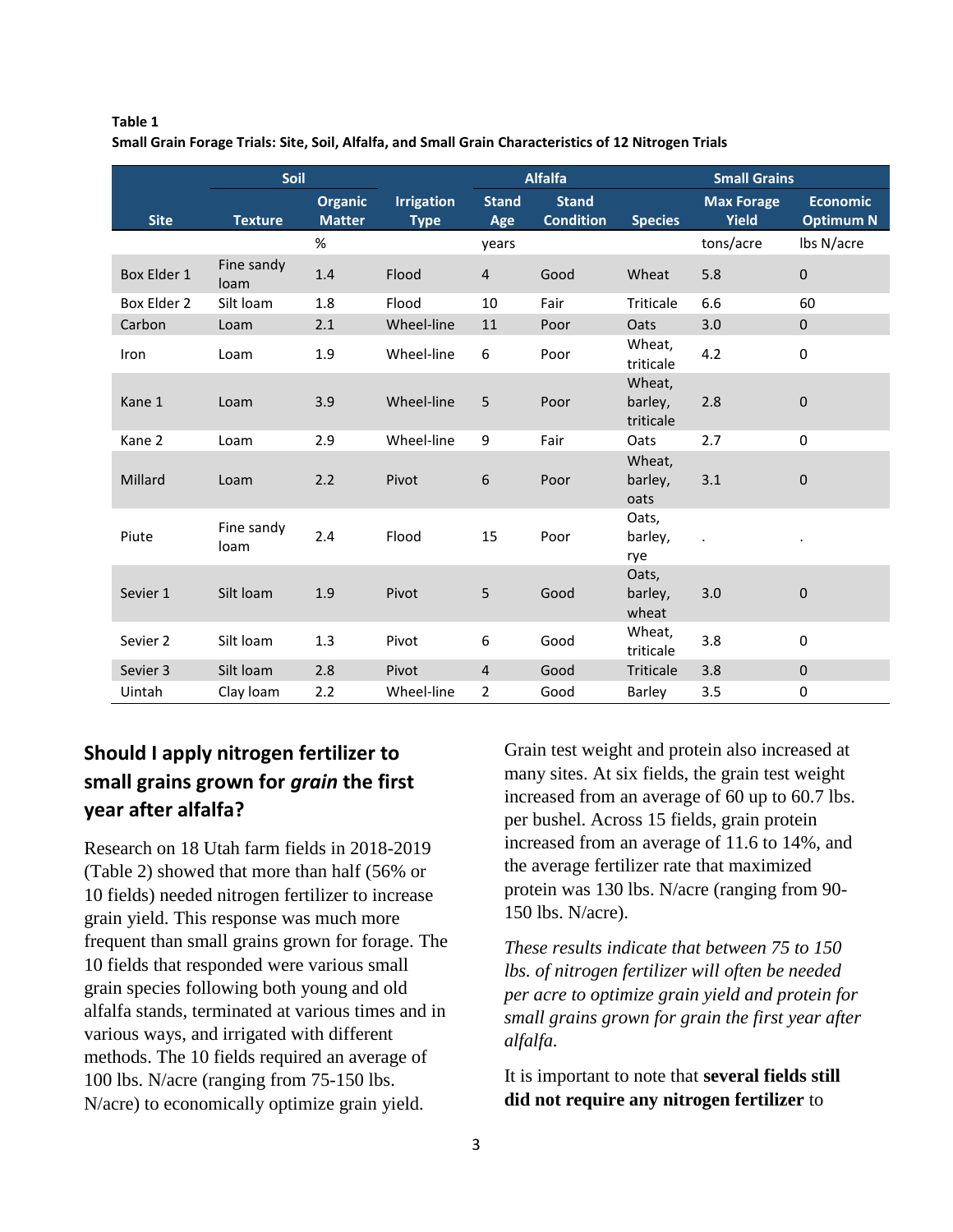**Table 1**
**Small Grain Forage Trials: Site, Soil, Alfalfa, and Small Grain Characteristics of 12 Nitrogen Trials**

| Site | Soil | | Irrigation Type | Alfalfa | | Small Grains | | |
|---|---|---|---|---|---|---|---|---|
| | Texture | Organic Matter | | Stand Age | Stand Condition | Species | Max Forage Yield | Economic Optimum N |
| | | % | | years | | | tons/acre | lbs N/acre |
| Box Elder 1 | Fine sandy loam | 1.4 | Flood | 4 | Good | Wheat | 5.8 | 0 |
| Box Elder 2 | Silt loam | 1.8 | Flood | 10 | Fair | Triticale | 6.6 | 60 |
| Carbon | Loam | 2.1 | Wheel-line | 11 | Poor | Oats | 3.0 | 0 |
| Iron | Loam | 1.9 | Wheel-line | 6 | Poor | Wheat, triticale | 4.2 | 0 |
| Kane 1 | Loam | 3.9 | Wheel-line | 5 | Poor | Wheat, barley, triticale | 2.8 | 0 |
| Kane 2 | Loam | 2.9 | Wheel-line | 9 | Fair | Oats | 2.7 | 0 |
| Millard | Loam | 2.2 | Pivot | 6 | Poor | Wheat, barley, oats | 3.1 | 0 |
| Piute | Fine sandy loam | 2.4 | Flood | 15 | Poor | Oats, barley, rye | . | . |
| Sevier 1 | Silt loam | 1.9 | Pivot | 5 | Good | Oats, barley, wheat | 3.0 | 0 |
| Sevier 2 | Silt loam | 1.3 | Pivot | 6 | Good | Wheat, triticale | 3.8 | 0 |
| Sevier 3 | Silt loam | 2.8 | Pivot | 4 | Good | Triticale | 3.8 | 0 |
| Uintah | Clay loam | 2.2 | Wheel-line | 2 | Good | Barley | 3.5 | 0 |

## Should I apply nitrogen fertilizer to small grains grown for *grain* the first year after alfalfa?

Research on 18 Utah farm fields in 2018-2019 (Table 2) showed that more than half (56% or 10 fields) needed nitrogen fertilizer to increase grain yield. This response was much more frequent than small grains grown for forage. The 10 fields that responded were various small grain species following both young and old alfalfa stands, terminated at various times and in various ways, and irrigated with different methods. The 10 fields required an average of 100 lbs. N/acre (ranging from 75-150 lbs. N/acre) to economically optimize grain yield.

Grain test weight and protein also increased at many sites. At six fields, the grain test weight increased from an average of 60 up to 60.7 lbs. per bushel. Across 15 fields, grain protein increased from an average of 11.6 to 14%, and the average fertilizer rate that maximized protein was 130 lbs. N/acre (ranging from 90-150 lbs. N/acre).

*These results indicate that between 75 to 150 lbs. of nitrogen fertilizer will often be needed per acre to optimize grain yield and protein for small grains grown for grain the first year after alfalfa.*

It is important to note that **several fields still did not require any nitrogen fertilizer** to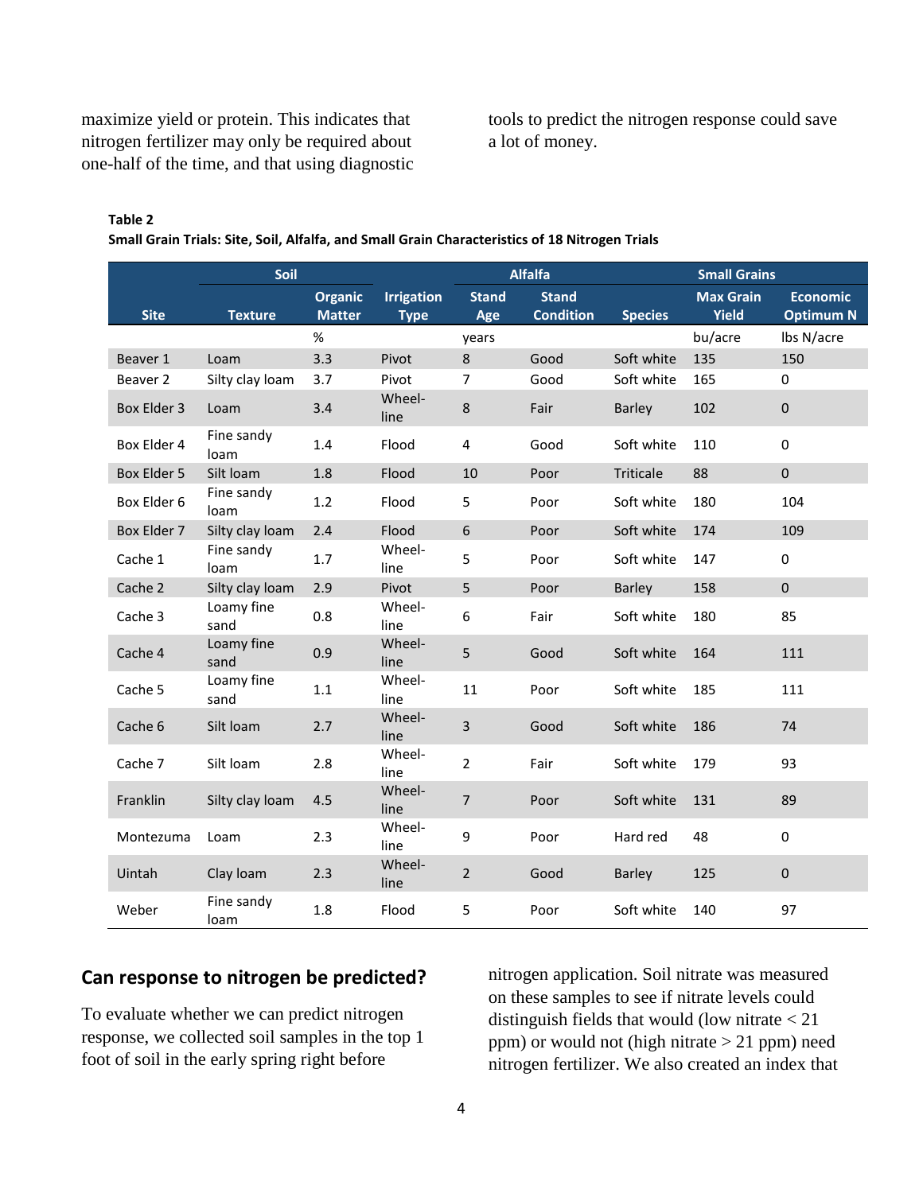maximize yield or protein. This indicates that nitrogen fertilizer may only be required about one-half of the time, and that using diagnostic tools to predict the nitrogen response could save a lot of money.

**Table 2**

**Small Grain Trials: Site, Soil, Alfalfa, and Small Grain Characteristics of 18 Nitrogen Trials**

| | Soil | | | Alfalfa | | Small Grains | | |
|---|---|---|---|---|---|---|---|---|
| **Site** | **Texture** | **Organic Matter** | **Irrigation Type** | **Stand Age** | **Stand Condition** | **Species** | **Max Grain Yield** | **Economic Optimum N** |
| | | % | | years | | | bu/acre | lbs N/acre |
| Beaver 1 | Loam | 3.3 | Pivot | 8 | Good | Soft white | 135 | 150 |
| Beaver 2 | Silty clay loam | 3.7 | Pivot | 7 | Good | Soft white | 165 | 0 |
| Box Elder 3 | Loam | 3.4 | Wheel-line | 8 | Fair | Barley | 102 | 0 |
| Box Elder 4 | Fine sandy loam | 1.4 | Flood | 4 | Good | Soft white | 110 | 0 |
| Box Elder 5 | Silt loam | 1.8 | Flood | 10 | Poor | Triticale | 88 | 0 |
| Box Elder 6 | Fine sandy loam | 1.2 | Flood | 5 | Poor | Soft white | 180 | 104 |
| Box Elder 7 | Silty clay loam | 2.4 | Flood | 6 | Poor | Soft white | 174 | 109 |
| Cache 1 | Fine sandy loam | 1.7 | Wheel-line | 5 | Poor | Soft white | 147 | 0 |
| Cache 2 | Silty clay loam | 2.9 | Pivot | 5 | Poor | Barley | 158 | 0 |
| Cache 3 | Loamy fine sand | 0.8 | Wheel-line | 6 | Fair | Soft white | 180 | 85 |
| Cache 4 | Loamy fine sand | 0.9 | Wheel-line | 5 | Good | Soft white | 164 | 111 |
| Cache 5 | Loamy fine sand | 1.1 | Wheel-line | 11 | Poor | Soft white | 185 | 111 |
| Cache 6 | Silt loam | 2.7 | Wheel-line | 3 | Good | Soft white | 186 | 74 |
| Cache 7 | Silt loam | 2.8 | Wheel-line | 2 | Fair | Soft white | 179 | 93 |
| Franklin | Silty clay loam | 4.5 | Wheel-line | 7 | Poor | Soft white | 131 | 89 |
| Montezuma | Loam | 2.3 | Wheel-line | 9 | Poor | Hard red | 48 | 0 |
| Uintah | Clay loam | 2.3 | Wheel-line | 2 | Good | Barley | 125 | 0 |
| Weber | Fine sandy loam | 1.8 | Flood | 5 | Poor | Soft white | 140 | 97 |

## Can response to nitrogen be predicted?

To evaluate whether we can predict nitrogen response, we collected soil samples in the top 1 foot of soil in the early spring right before nitrogen application. Soil nitrate was measured on these samples to see if nitrate levels could distinguish fields that would (low nitrate < 21 ppm) or would not (high nitrate > 21 ppm) need nitrogen fertilizer. We also created an index that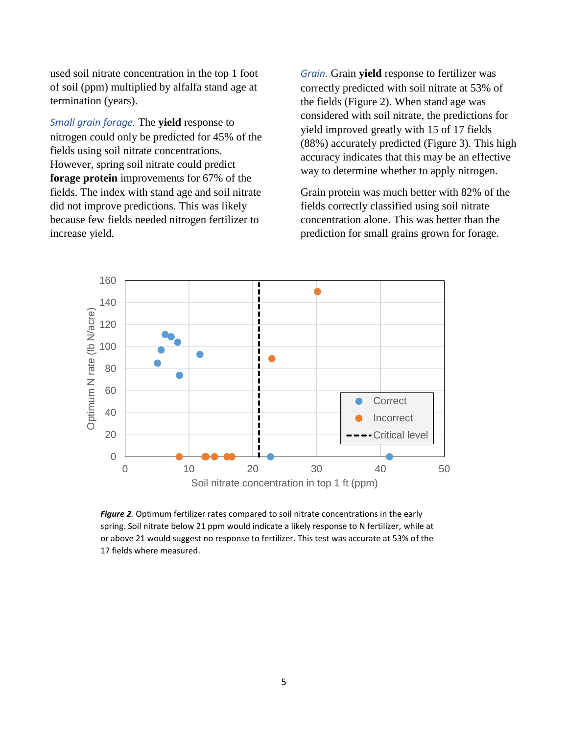used soil nitrate concentration in the top 1 foot of soil (ppm) multiplied by alfalfa stand age at termination (years).

*Small grain forage.* The **yield** response to nitrogen could only be predicted for 45% of the fields using soil nitrate concentrations. However, spring soil nitrate could predict **forage protein** improvements for 67% of the fields. The index with stand age and soil nitrate did not improve predictions. This was likely because few fields needed nitrogen fertilizer to increase yield.

*Grain.* Grain **yield** response to fertilizer was correctly predicted with soil nitrate at 53% of the fields (Figure 2). When stand age was considered with soil nitrate, the predictions for yield improved greatly with 15 of 17 fields (88%) accurately predicted (Figure 3). This high accuracy indicates that this may be an effective way to determine whether to apply nitrogen.

Grain protein was much better with 82% of the fields correctly classified using soil nitrate concentration alone. This was better than the prediction for small grains grown for forage.

***Figure 2.*** Optimum fertilizer rates compared to soil nitrate concentrations in the early spring. Soil nitrate below 21 ppm would indicate a likely response to N fertilizer, while at or above 21 would suggest no response to fertilizer. This test was accurate at 53% of the 17 fields where measured.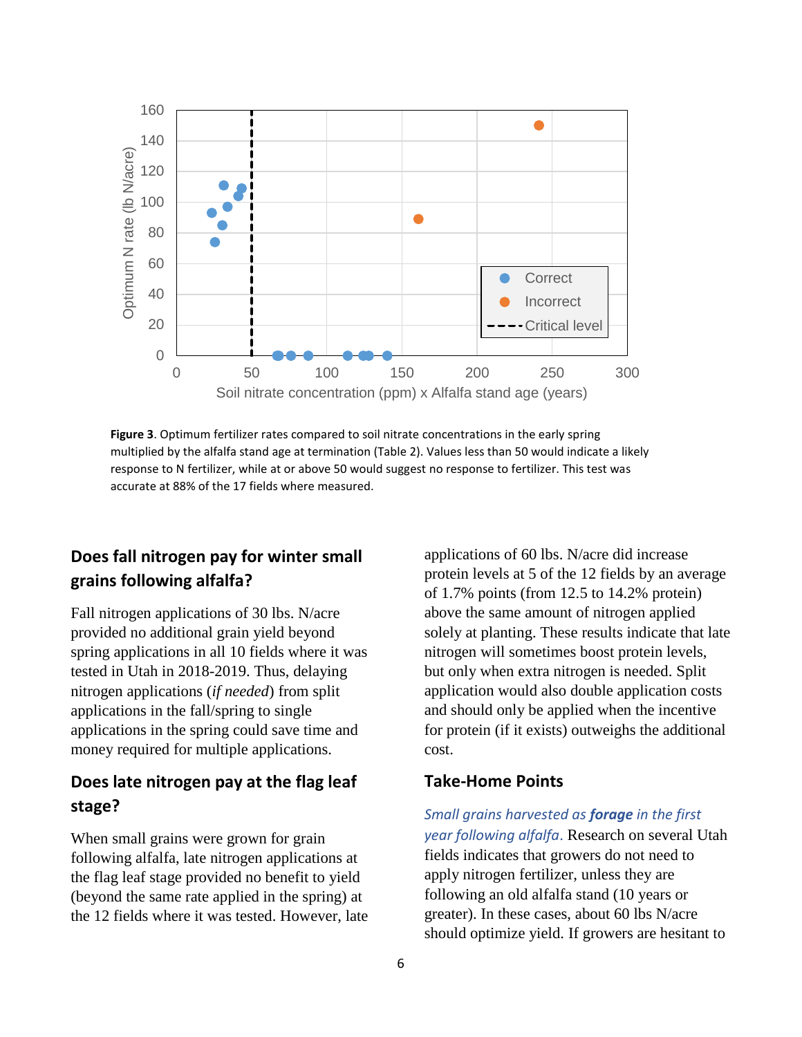**Figure 3**. Optimum fertilizer rates compared to soil nitrate concentrations in the early spring multiplied by the alfalfa stand age at termination (Table 2). Values less than 50 would indicate a likely response to N fertilizer, while at or above 50 would suggest no response to fertilizer. This test was accurate at 88% of the 17 fields where measured.

## Does fall nitrogen pay for winter small grains following alfalfa?

Fall nitrogen applications of 30 lbs. N/acre provided no additional grain yield beyond spring applications in all 10 fields where it was tested in Utah in 2018-2019. Thus, delaying nitrogen applications (*if needed*) from split applications in the fall/spring to single applications in the spring could save time and money required for multiple applications.

## Does late nitrogen pay at the flag leaf stage?

When small grains were grown for grain following alfalfa, late nitrogen applications at the flag leaf stage provided no benefit to yield (beyond the same rate applied in the spring) at the 12 fields where it was tested. However, late applications of 60 lbs. N/acre did increase protein levels at 5 of the 12 fields by an average of 1.7% points (from 12.5 to 14.2% protein) above the same amount of nitrogen applied solely at planting. These results indicate that late nitrogen will sometimes boost protein levels, but only when extra nitrogen is needed. Split application would also double application costs and should only be applied when the incentive for protein (if it exists) outweighs the additional cost.

## Take-Home Points

*Small grains harvested as **forage** in the first year following alfalfa*. Research on several Utah fields indicates that growers do not need to apply nitrogen fertilizer, unless they are following an old alfalfa stand (10 years or greater). In these cases, about 60 lbs N/acre should optimize yield. If growers are hesitant to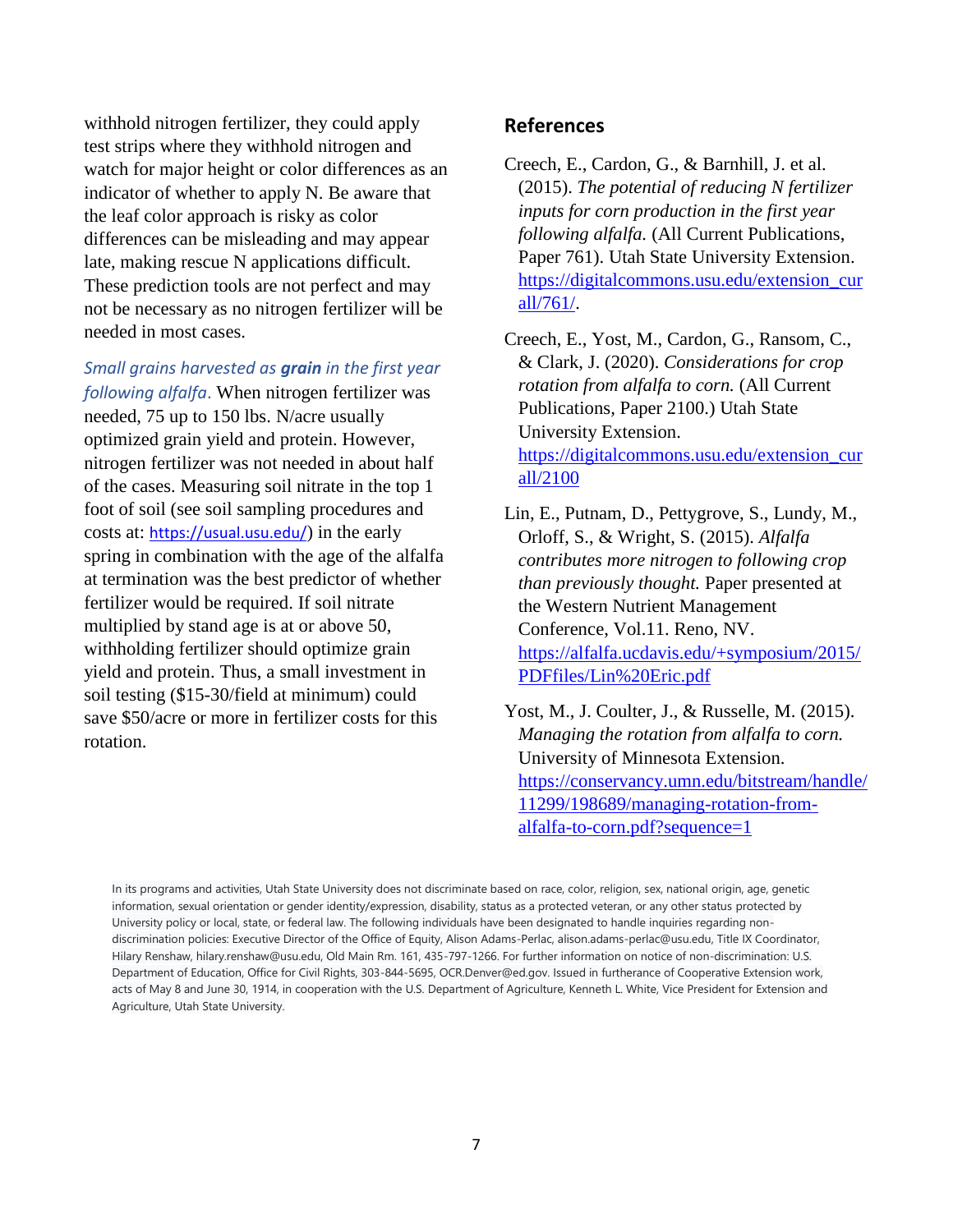withhold nitrogen fertilizer, they could apply test strips where they withhold nitrogen and watch for major height or color differences as an indicator of whether to apply N. Be aware that the leaf color approach is risky as color differences can be misleading and may appear late, making rescue N applications difficult. These prediction tools are not perfect and may not be necessary as no nitrogen fertilizer will be needed in most cases.

*Small grains harvested as **grain** in the first year following alfalfa*. When nitrogen fertilizer was needed, 75 up to 150 lbs. N/acre usually optimized grain yield and protein. However, nitrogen fertilizer was not needed in about half of the cases. Measuring soil nitrate in the top 1 foot of soil (see soil sampling procedures and costs at: https://usual.usu.edu/) in the early spring in combination with the age of the alfalfa at termination was the best predictor of whether fertilizer would be required. If soil nitrate multiplied by stand age is at or above 50, withholding fertilizer should optimize grain yield and protein. Thus, a small investment in soil testing ($15-30/field at minimum) could save $50/acre or more in fertilizer costs for this rotation.

## References

Creech, E., Cardon, G., & Barnhill, J. et al. (2015). *The potential of reducing N fertilizer inputs for corn production in the first year following alfalfa.* (All Current Publications, Paper 761). Utah State University Extension. https://digitalcommons.usu.edu/extension_curall/761/.

Creech, E., Yost, M., Cardon, G., Ransom, C., & Clark, J. (2020). *Considerations for crop rotation from alfalfa to corn.* (All Current Publications, Paper 2100.) Utah State University Extension. https://digitalcommons.usu.edu/extension_curall/2100

Lin, E., Putnam, D., Pettygrove, S., Lundy, M., Orloff, S., & Wright, S. (2015). *Alfalfa contributes more nitrogen to following crop than previously thought.* Paper presented at the Western Nutrient Management Conference, Vol.11. Reno, NV. https://alfalfa.ucdavis.edu/+symposium/2015/PDFfiles/Lin%20Eric.pdf

Yost, M., J. Coulter, J., & Russelle, M. (2015). *Managing the rotation from alfalfa to corn.* University of Minnesota Extension. https://conservancy.umn.edu/bitstream/handle/11299/198689/managing-rotation-from-alfalfa-to-corn.pdf?sequence=1

In its programs and activities, Utah State University does not discriminate based on race, color, religion, sex, national origin, age, genetic information, sexual orientation or gender identity/expression, disability, status as a protected veteran, or any other status protected by University policy or local, state, or federal law. The following individuals have been designated to handle inquiries regarding non-discrimination policies: Executive Director of the Office of Equity, Alison Adams-Perlac, alison.adams-perlac@usu.edu, Title IX Coordinator, Hilary Renshaw, hilary.renshaw@usu.edu, Old Main Rm. 161, 435-797-1266. For further information on notice of non-discrimination: U.S. Department of Education, Office for Civil Rights, 303-844-5695, OCR.Denver@ed.gov. Issued in furtherance of Cooperative Extension work, acts of May 8 and June 30, 1914, in cooperation with the U.S. Department of Agriculture, Kenneth L. White, Vice President for Extension and Agriculture, Utah State University.